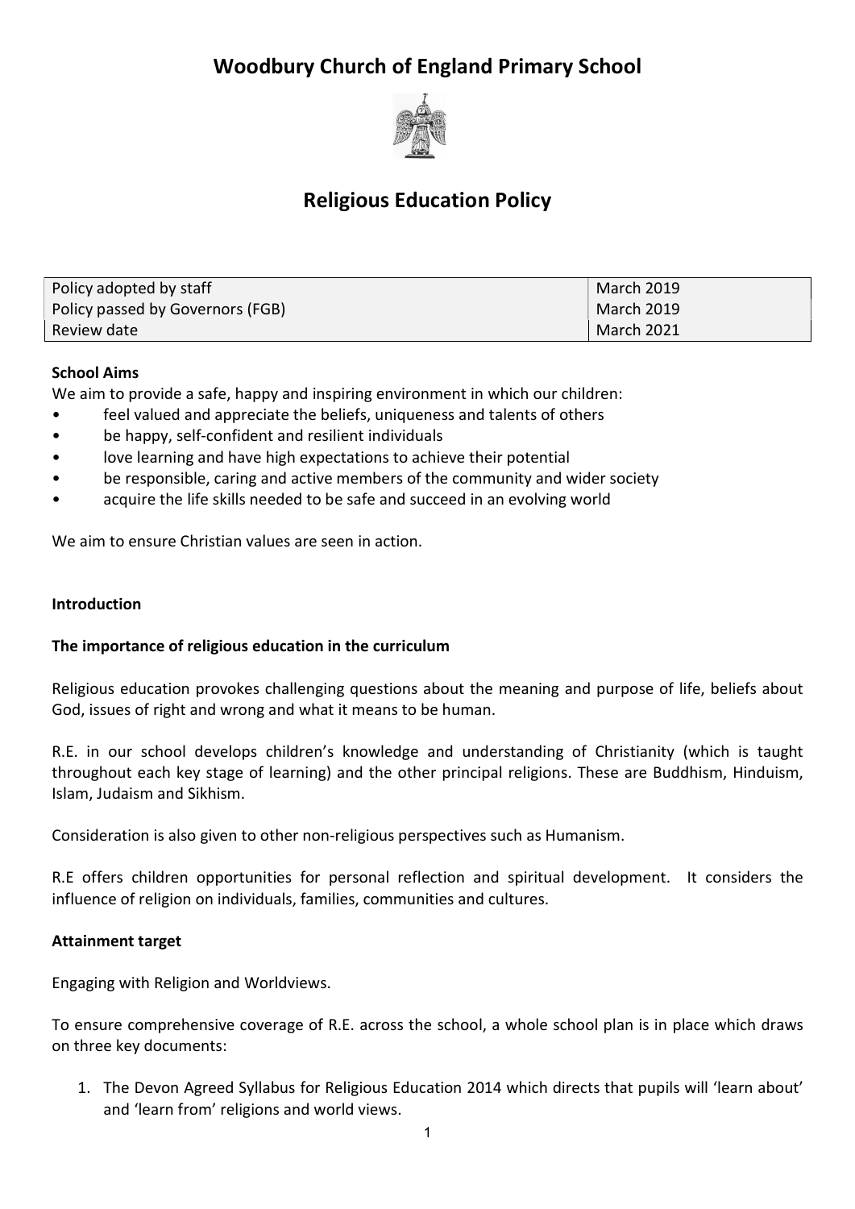# Woodbury Church of England Primary School

## Religious Education Policy

| Policy adopted by staff | March 2019 |
|---|---|
| Policy passed by Governors (FGB) | March 2019 |
| Review date | March 2021 |

**School Aims**

We aim to provide a safe, happy and inspiring environment in which our children:

- feel valued and appreciate the beliefs, uniqueness and talents of others
- be happy, self-confident and resilient individuals
- love learning and have high expectations to achieve their potential
- be responsible, caring and active members of the community and wider society
- acquire the life skills needed to be safe and succeed in an evolving world

We aim to ensure Christian values are seen in action.

**Introduction**

**The importance of religious education in the curriculum**

Religious education provokes challenging questions about the meaning and purpose of life, beliefs about God, issues of right and wrong and what it means to be human.

R.E. in our school develops children's knowledge and understanding of Christianity (which is taught throughout each key stage of learning) and the other principal religions. These are Buddhism, Hinduism, Islam, Judaism and Sikhism.

Consideration is also given to other non-religious perspectives such as Humanism.

R.E offers children opportunities for personal reflection and spiritual development. It considers the influence of religion on individuals, families, communities and cultures.

**Attainment target**

Engaging with Religion and Worldviews.

To ensure comprehensive coverage of R.E. across the school, a whole school plan is in place which draws on three key documents:

1. The Devon Agreed Syllabus for Religious Education 2014 which directs that pupils will 'learn about' and 'learn from' religions and world views.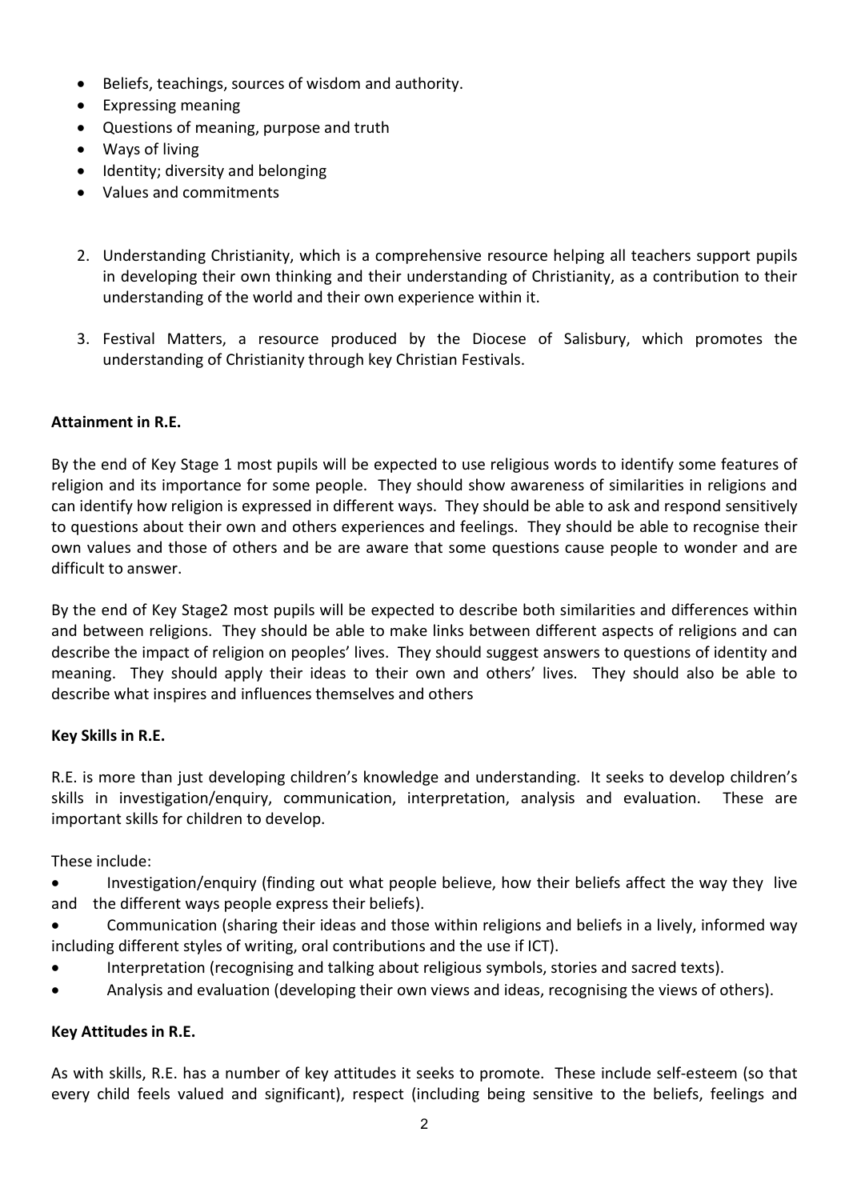- Beliefs, teachings, sources of wisdom and authority.
- Expressing meaning
- Questions of meaning, purpose and truth
- Ways of living
- Identity; diversity and belonging
- Values and commitments

2. Understanding Christianity, which is a comprehensive resource helping all teachers support pupils in developing their own thinking and their understanding of Christianity, as a contribution to their understanding of the world and their own experience within it.

3. Festival Matters, a resource produced by the Diocese of Salisbury, which promotes the understanding of Christianity through key Christian Festivals.

**Attainment in R.E.**

By the end of Key Stage 1 most pupils will be expected to use religious words to identify some features of religion and its importance for some people. They should show awareness of similarities in religions and can identify how religion is expressed in different ways. They should be able to ask and respond sensitively to questions about their own and others experiences and feelings. They should be able to recognise their own values and those of others and be are aware that some questions cause people to wonder and are difficult to answer.

By the end of Key Stage2 most pupils will be expected to describe both similarities and differences within and between religions. They should be able to make links between different aspects of religions and can describe the impact of religion on peoples' lives. They should suggest answers to questions of identity and meaning. They should apply their ideas to their own and others' lives. They should also be able to describe what inspires and influences themselves and others

**Key Skills in R.E.**

R.E. is more than just developing children's knowledge and understanding. It seeks to develop children's skills in investigation/enquiry, communication, interpretation, analysis and evaluation. These are important skills for children to develop.

These include:

- Investigation/enquiry (finding out what people believe, how their beliefs affect the way they live and the different ways people express their beliefs).
- Communication (sharing their ideas and those within religions and beliefs in a lively, informed way including different styles of writing, oral contributions and the use if ICT).
- Interpretation (recognising and talking about religious symbols, stories and sacred texts).
- Analysis and evaluation (developing their own views and ideas, recognising the views of others).

**Key Attitudes in R.E.**

As with skills, R.E. has a number of key attitudes it seeks to promote. These include self-esteem (so that every child feels valued and significant), respect (including being sensitive to the beliefs, feelings and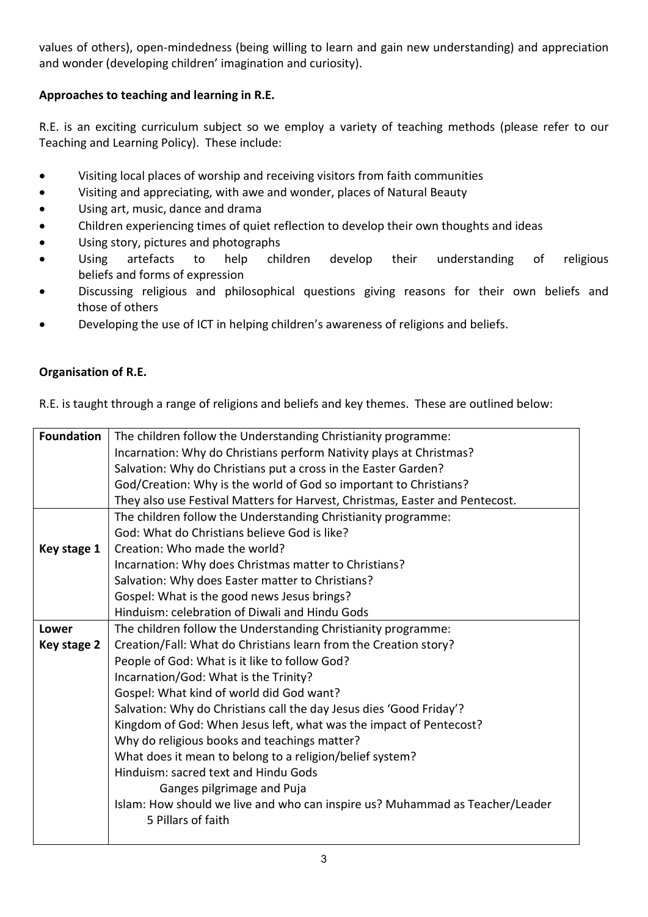values of others), open-mindedness (being willing to learn and gain new understanding) and appreciation and wonder (developing children' imagination and curiosity).

**Approaches to teaching and learning in R.E.**

R.E. is an exciting curriculum subject so we employ a variety of teaching methods (please refer to our Teaching and Learning Policy). These include:

- Visiting local places of worship and receiving visitors from faith communities
- Visiting and appreciating, with awe and wonder, places of Natural Beauty
- Using art, music, dance and drama
- Children experiencing times of quiet reflection to develop their own thoughts and ideas
- Using story, pictures and photographs
- Using artefacts to help children develop their understanding of religious beliefs and forms of expression
- Discussing religious and philosophical questions giving reasons for their own beliefs and those of others
- Developing the use of ICT in helping children's awareness of religions and beliefs.

**Organisation of R.E.**

R.E. is taught through a range of religions and beliefs and key themes. These are outlined below:

| | |
|---|---|
| **Foundation** | The children follow the Understanding Christianity programme:<br>Incarnation: Why do Christians perform Nativity plays at Christmas?<br>Salvation: Why do Christians put a cross in the Easter Garden?<br>God/Creation: Why is the world of God so important to Christians?<br>They also use Festival Matters for Harvest, Christmas, Easter and Pentecost. |
| **Key stage 1** | The children follow the Understanding Christianity programme:<br>God: What do Christians believe God is like?<br>Creation: Who made the world?<br>Incarnation: Why does Christmas matter to Christians?<br>Salvation: Why does Easter matter to Christians?<br>Gospel: What is the good news Jesus brings?<br>Hinduism: celebration of Diwali and Hindu Gods |
| **Lower Key stage 2** | The children follow the Understanding Christianity programme:<br>Creation/Fall: What do Christians learn from the Creation story?<br>People of God: What is it like to follow God?<br>Incarnation/God: What is the Trinity?<br>Gospel: What kind of world did God want?<br>Salvation: Why do Christians call the day Jesus dies 'Good Friday'?<br>Kingdom of God: When Jesus left, what was the impact of Pentecost?<br>Why do religious books and teachings matter?<br>What does it mean to belong to a religion/belief system?<br>Hinduism: sacred text and Hindu Gods<br>Ganges pilgrimage and Puja<br>Islam: How should we live and who can inspire us? Muhammad as Teacher/Leader<br>5 Pillars of faith |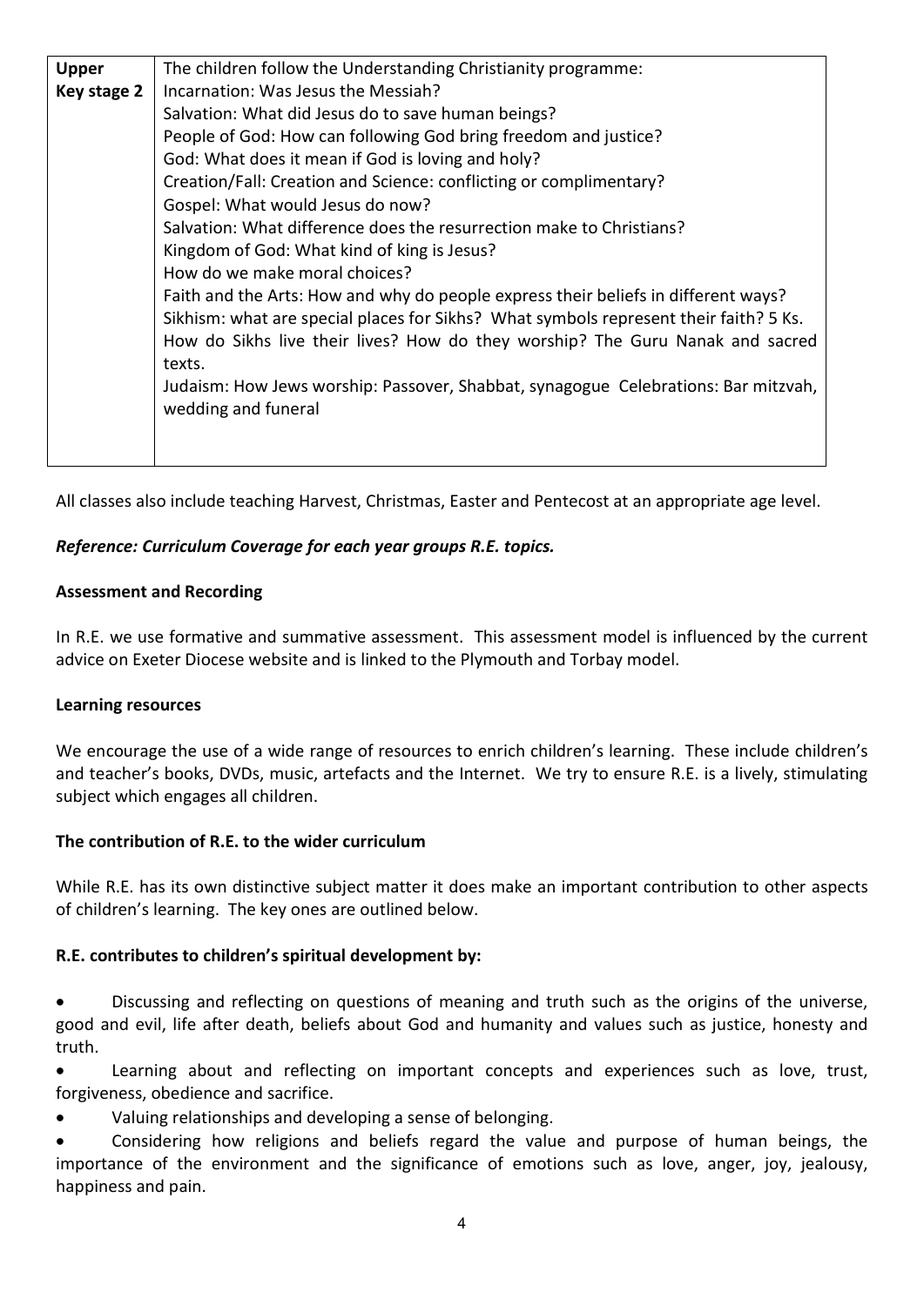| Upper Key stage 2 | The children follow the Understanding Christianity programme:<br>Incarnation: Was Jesus the Messiah?<br>Salvation: What did Jesus do to save human beings?<br>People of God: How can following God bring freedom and justice?<br>God: What does it mean if God is loving and holy?<br>Creation/Fall: Creation and Science: conflicting or complimentary?<br>Gospel: What would Jesus do now?<br>Salvation: What difference does the resurrection make to Christians?<br>Kingdom of God: What kind of king is Jesus?<br>How do we make moral choices?<br>Faith and the Arts: How and why do people express their beliefs in different ways?<br>Sikhism: what are special places for Sikhs? What symbols represent their faith? 5 Ks. How do Sikhs live their lives? How do they worship? The Guru Nanak and sacred texts.<br>Judaism: How Jews worship: Passover, Shabbat, synagogue Celebrations: Bar mitzvah, wedding and funeral |
|---|---|

All classes also include teaching Harvest, Christmas, Easter and Pentecost at an appropriate age level.

***Reference: Curriculum Coverage for each year groups R.E. topics.***

**Assessment and Recording**

In R.E. we use formative and summative assessment. This assessment model is influenced by the current advice on Exeter Diocese website and is linked to the Plymouth and Torbay model.

**Learning resources**

We encourage the use of a wide range of resources to enrich children's learning. These include children's and teacher's books, DVDs, music, artefacts and the Internet. We try to ensure R.E. is a lively, stimulating subject which engages all children.

**The contribution of R.E. to the wider curriculum**

While R.E. has its own distinctive subject matter it does make an important contribution to other aspects of children's learning. The key ones are outlined below.

**R.E. contributes to children's spiritual development by:**

- Discussing and reflecting on questions of meaning and truth such as the origins of the universe, good and evil, life after death, beliefs about God and humanity and values such as justice, honesty and truth.
- Learning about and reflecting on important concepts and experiences such as love, trust, forgiveness, obedience and sacrifice.
- Valuing relationships and developing a sense of belonging.
- Considering how religions and beliefs regard the value and purpose of human beings, the importance of the environment and the significance of emotions such as love, anger, joy, jealousy, happiness and pain.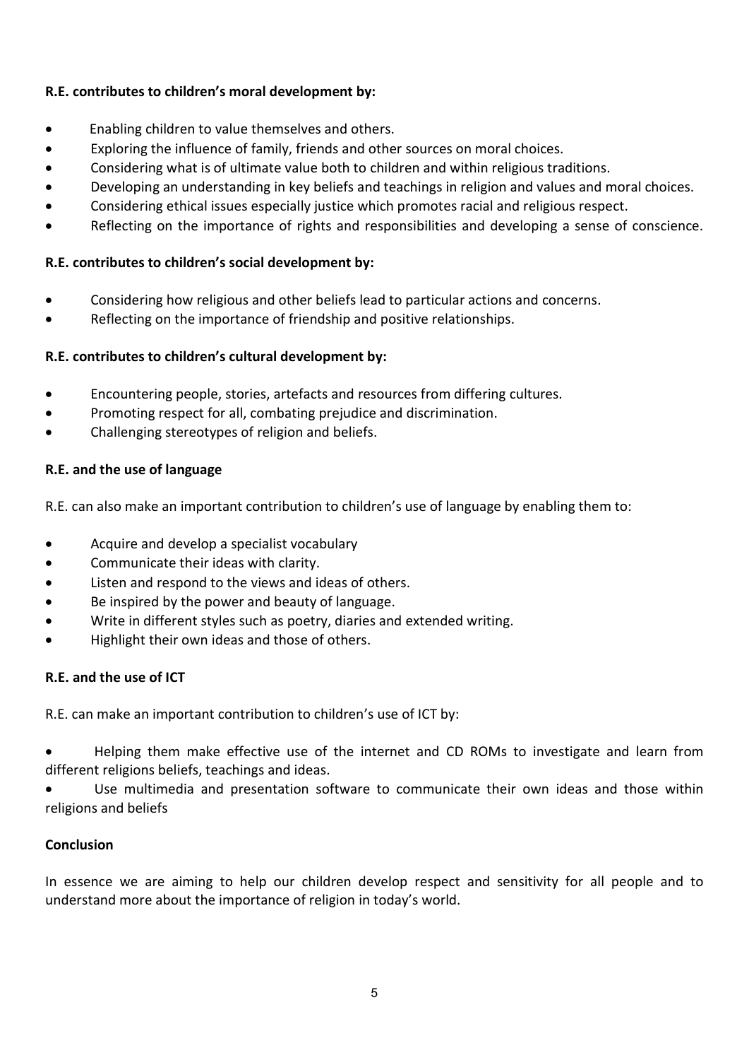**R.E. contributes to children's moral development by:**

- Enabling children to value themselves and others.
- Exploring the influence of family, friends and other sources on moral choices.
- Considering what is of ultimate value both to children and within religious traditions.
- Developing an understanding in key beliefs and teachings in religion and values and moral choices.
- Considering ethical issues especially justice which promotes racial and religious respect.
- Reflecting on the importance of rights and responsibilities and developing a sense of conscience.

**R.E. contributes to children's social development by:**

- Considering how religious and other beliefs lead to particular actions and concerns.
- Reflecting on the importance of friendship and positive relationships.

**R.E. contributes to children's cultural development by:**

- Encountering people, stories, artefacts and resources from differing cultures.
- Promoting respect for all, combating prejudice and discrimination.
- Challenging stereotypes of religion and beliefs.

**R.E. and the use of language**

R.E. can also make an important contribution to children's use of language by enabling them to:

- Acquire and develop a specialist vocabulary
- Communicate their ideas with clarity.
- Listen and respond to the views and ideas of others.
- Be inspired by the power and beauty of language.
- Write in different styles such as poetry, diaries and extended writing.
- Highlight their own ideas and those of others.

**R.E. and the use of ICT**

R.E. can make an important contribution to children's use of ICT by:

- Helping them make effective use of the internet and CD ROMs to investigate and learn from different religions beliefs, teachings and ideas.
- Use multimedia and presentation software to communicate their own ideas and those within religions and beliefs

**Conclusion**

In essence we are aiming to help our children develop respect and sensitivity for all people and to understand more about the importance of religion in today's world.